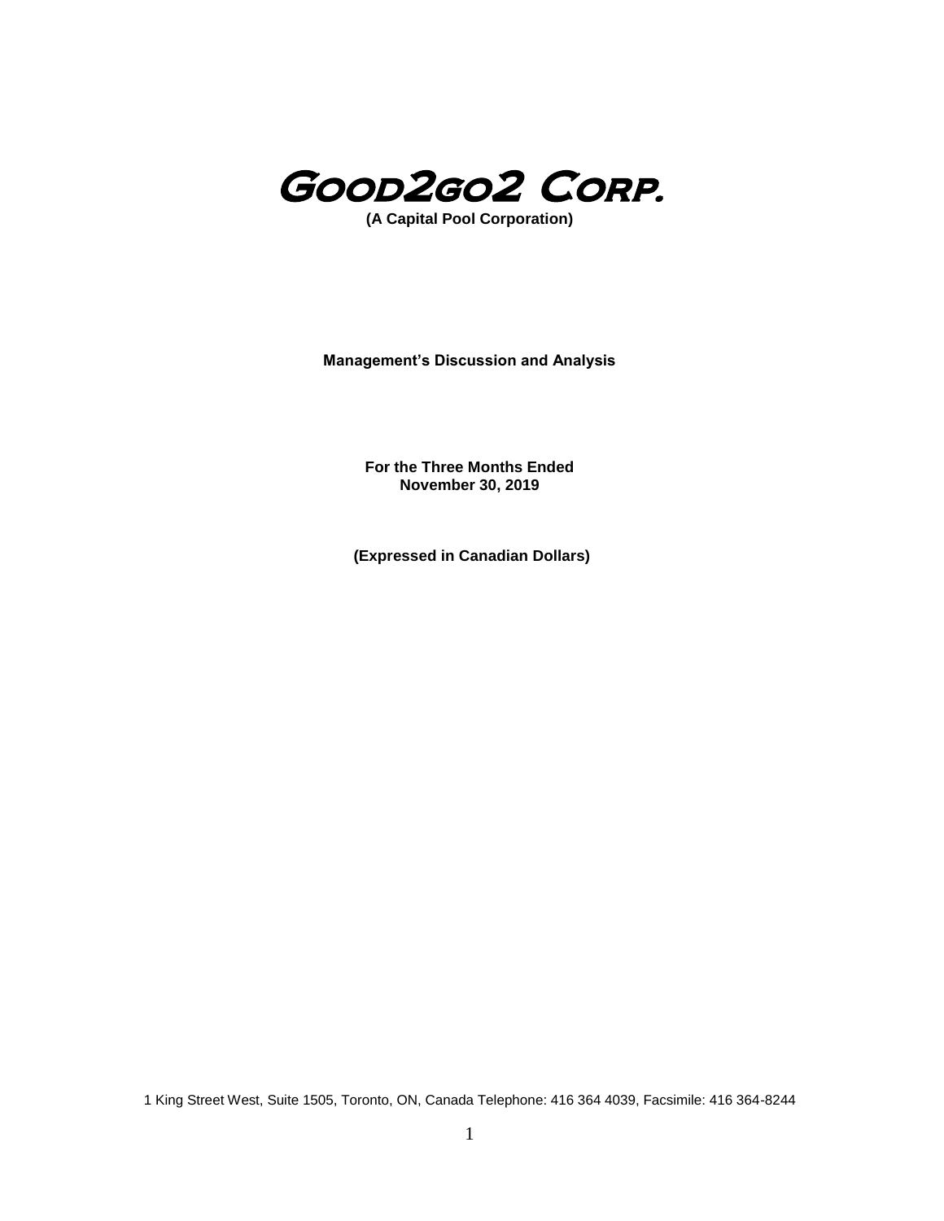# Good2go2 Corp.

**(A Capital Pool Corporation)**

**Management's Discussion and Analysis**

**For the Three Months Ended**
**November 30, 2019**

**(Expressed in Canadian Dollars)**

1 King Street West, Suite 1505, Toronto, ON, Canada Telephone: 416 364 4039, Facsimile: 416 364-8244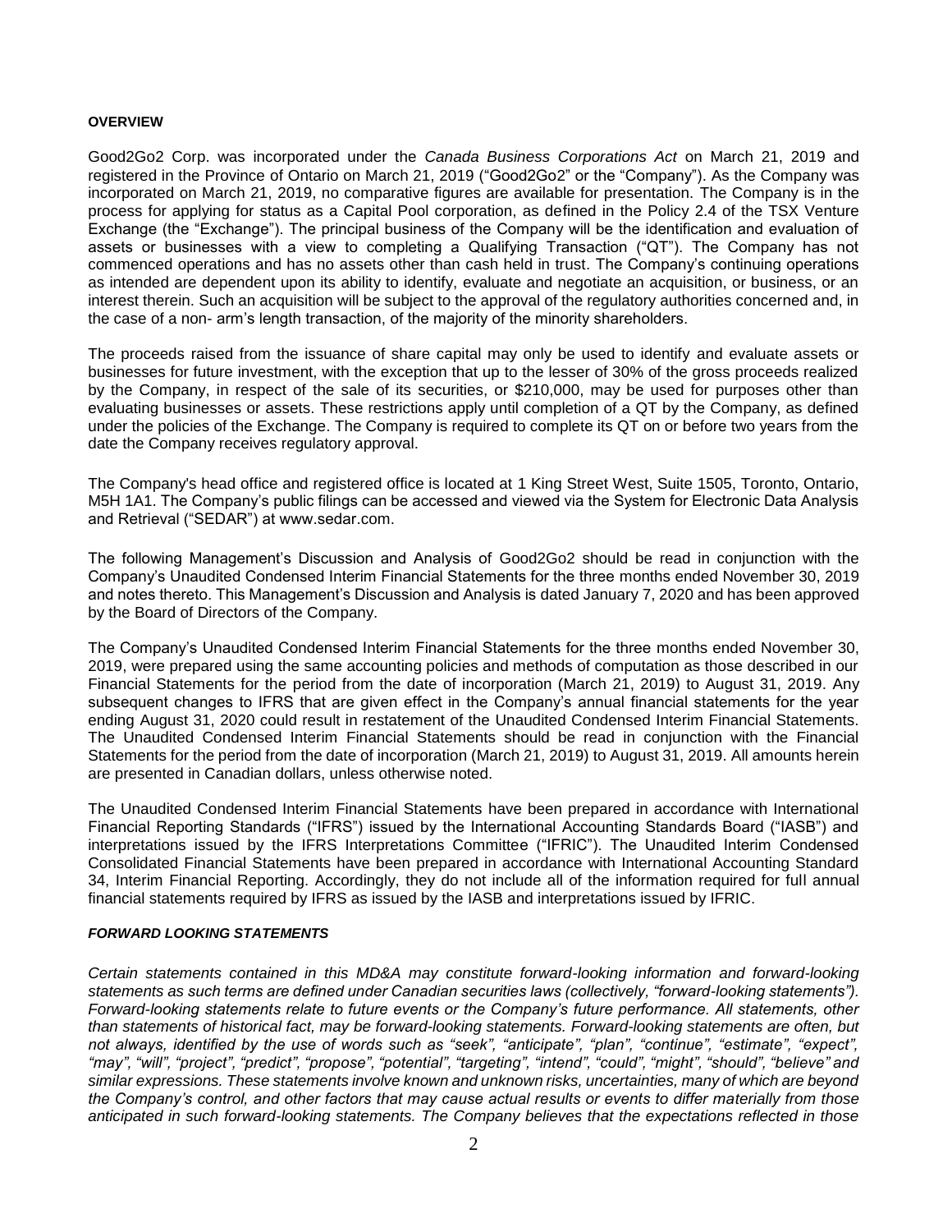**OVERVIEW**

Good2Go2 Corp. was incorporated under the *Canada Business Corporations Act* on March 21, 2019 and registered in the Province of Ontario on March 21, 2019 ("Good2Go2" or the "Company"). As the Company was incorporated on March 21, 2019, no comparative figures are available for presentation. The Company is in the process for applying for status as a Capital Pool corporation, as defined in the Policy 2.4 of the TSX Venture Exchange (the "Exchange"). The principal business of the Company will be the identification and evaluation of assets or businesses with a view to completing a Qualifying Transaction ("QT"). The Company has not commenced operations and has no assets other than cash held in trust. The Company's continuing operations as intended are dependent upon its ability to identify, evaluate and negotiate an acquisition, or business, or an interest therein. Such an acquisition will be subject to the approval of the regulatory authorities concerned and, in the case of a non- arm's length transaction, of the majority of the minority shareholders.

The proceeds raised from the issuance of share capital may only be used to identify and evaluate assets or businesses for future investment, with the exception that up to the lesser of 30% of the gross proceeds realized by the Company, in respect of the sale of its securities, or $210,000, may be used for purposes other than evaluating businesses or assets. These restrictions apply until completion of a QT by the Company, as defined under the policies of the Exchange. The Company is required to complete its QT on or before two years from the date the Company receives regulatory approval.

The Company's head office and registered office is located at 1 King Street West, Suite 1505, Toronto, Ontario, M5H 1A1. The Company's public filings can be accessed and viewed via the System for Electronic Data Analysis and Retrieval ("SEDAR") at www.sedar.com.

The following Management's Discussion and Analysis of Good2Go2 should be read in conjunction with the Company's Unaudited Condensed Interim Financial Statements for the three months ended November 30, 2019 and notes thereto. This Management's Discussion and Analysis is dated January 7, 2020 and has been approved by the Board of Directors of the Company.

The Company's Unaudited Condensed Interim Financial Statements for the three months ended November 30, 2019, were prepared using the same accounting policies and methods of computation as those described in our Financial Statements for the period from the date of incorporation (March 21, 2019) to August 31, 2019. Any subsequent changes to IFRS that are given effect in the Company's annual financial statements for the year ending August 31, 2020 could result in restatement of the Unaudited Condensed Interim Financial Statements. The Unaudited Condensed Interim Financial Statements should be read in conjunction with the Financial Statements for the period from the date of incorporation (March 21, 2019) to August 31, 2019. All amounts herein are presented in Canadian dollars, unless otherwise noted.

The Unaudited Condensed Interim Financial Statements have been prepared in accordance with International Financial Reporting Standards ("IFRS") issued by the International Accounting Standards Board ("IASB") and interpretations issued by the IFRS Interpretations Committee ("IFRIC"). The Unaudited Interim Condensed Consolidated Financial Statements have been prepared in accordance with International Accounting Standard 34, Interim Financial Reporting. Accordingly, they do not include all of the information required for full annual financial statements required by IFRS as issued by the IASB and interpretations issued by IFRIC.

***FORWARD LOOKING STATEMENTS***

*Certain statements contained in this MD&A may constitute forward-looking information and forward-looking statements as such terms are defined under Canadian securities laws (collectively, "forward-looking statements"). Forward-looking statements relate to future events or the Company's future performance. All statements, other than statements of historical fact, may be forward-looking statements. Forward-looking statements are often, but not always, identified by the use of words such as "seek", "anticipate", "plan", "continue", "estimate", "expect", "may", "will", "project", "predict", "propose", "potential", "targeting", "intend", "could", "might", "should", "believe" and similar expressions. These statements involve known and unknown risks, uncertainties, many of which are beyond the Company's control, and other factors that may cause actual results or events to differ materially from those anticipated in such forward-looking statements. The Company believes that the expectations reflected in those*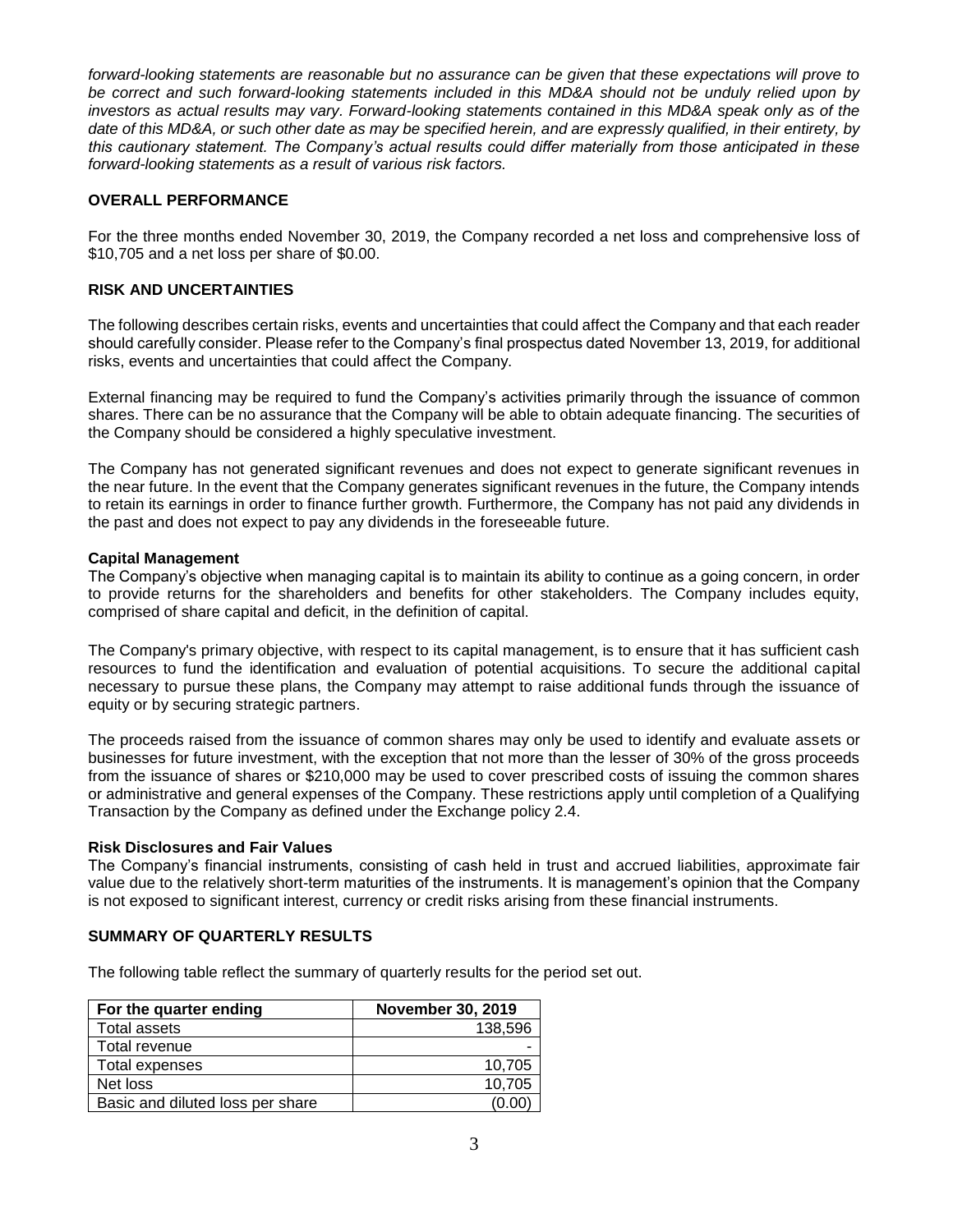*forward-looking statements are reasonable but no assurance can be given that these expectations will prove to be correct and such forward-looking statements included in this MD&A should not be unduly relied upon by investors as actual results may vary. Forward-looking statements contained in this MD&A speak only as of the date of this MD&A, or such other date as may be specified herein, and are expressly qualified, in their entirety, by this cautionary statement. The Company's actual results could differ materially from those anticipated in these forward-looking statements as a result of various risk factors.*

## OVERALL PERFORMANCE

For the three months ended November 30, 2019, the Company recorded a net loss and comprehensive loss of $10,705 and a net loss per share of $0.00.

## RISK AND UNCERTAINTIES

The following describes certain risks, events and uncertainties that could affect the Company and that each reader should carefully consider. Please refer to the Company's final prospectus dated November 13, 2019, for additional risks, events and uncertainties that could affect the Company.

External financing may be required to fund the Company's activities primarily through the issuance of common shares. There can be no assurance that the Company will be able to obtain adequate financing. The securities of the Company should be considered a highly speculative investment.

The Company has not generated significant revenues and does not expect to generate significant revenues in the near future. In the event that the Company generates significant revenues in the future, the Company intends to retain its earnings in order to finance further growth. Furthermore, the Company has not paid any dividends in the past and does not expect to pay any dividends in the foreseeable future.

### Capital Management

The Company's objective when managing capital is to maintain its ability to continue as a going concern, in order to provide returns for the shareholders and benefits for other stakeholders. The Company includes equity, comprised of share capital and deficit, in the definition of capital.

The Company's primary objective, with respect to its capital management, is to ensure that it has sufficient cash resources to fund the identification and evaluation of potential acquisitions. To secure the additional capital necessary to pursue these plans, the Company may attempt to raise additional funds through the issuance of equity or by securing strategic partners.

The proceeds raised from the issuance of common shares may only be used to identify and evaluate assets or businesses for future investment, with the exception that not more than the lesser of 30% of the gross proceeds from the issuance of shares or $210,000 may be used to cover prescribed costs of issuing the common shares or administrative and general expenses of the Company. These restrictions apply until completion of a Qualifying Transaction by the Company as defined under the Exchange policy 2.4.

### Risk Disclosures and Fair Values

The Company's financial instruments, consisting of cash held in trust and accrued liabilities, approximate fair value due to the relatively short-term maturities of the instruments. It is management's opinion that the Company is not exposed to significant interest, currency or credit risks arising from these financial instruments.

## SUMMARY OF QUARTERLY RESULTS

The following table reflect the summary of quarterly results for the period set out.

| For the quarter ending | November 30, 2019 |
|---|---:|
| Total assets | 138,596 |
| Total revenue | - |
| Total expenses | 10,705 |
| Net loss | 10,705 |
| Basic and diluted loss per share | (0.00) |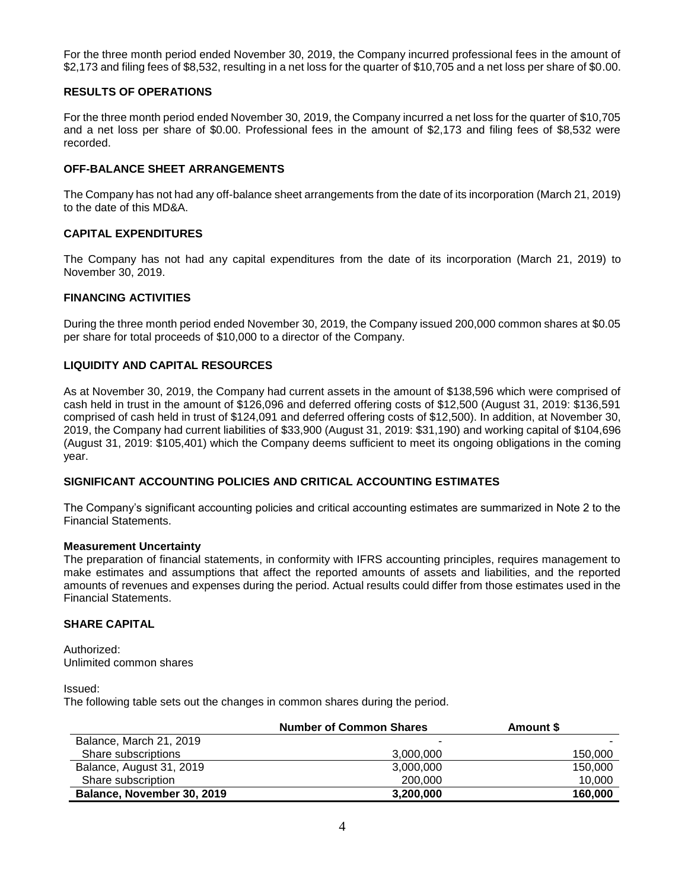For the three month period ended November 30, 2019, the Company incurred professional fees in the amount of $2,173 and filing fees of $8,532, resulting in a net loss for the quarter of $10,705 and a net loss per share of $0.00.

## RESULTS OF OPERATIONS

For the three month period ended November 30, 2019, the Company incurred a net loss for the quarter of $10,705 and a net loss per share of $0.00. Professional fees in the amount of $2,173 and filing fees of $8,532 were recorded.

## OFF-BALANCE SHEET ARRANGEMENTS

The Company has not had any off-balance sheet arrangements from the date of its incorporation (March 21, 2019) to the date of this MD&A.

## CAPITAL EXPENDITURES

The Company has not had any capital expenditures from the date of its incorporation (March 21, 2019) to November 30, 2019.

## FINANCING ACTIVITIES

During the three month period ended November 30, 2019, the Company issued 200,000 common shares at $0.05 per share for total proceeds of $10,000 to a director of the Company.

## LIQUIDITY AND CAPITAL RESOURCES

As at November 30, 2019, the Company had current assets in the amount of $138,596 which were comprised of cash held in trust in the amount of $126,096 and deferred offering costs of $12,500 (August 31, 2019: $136,591 comprised of cash held in trust of $124,091 and deferred offering costs of $12,500). In addition, at November 30, 2019, the Company had current liabilities of $33,900 (August 31, 2019: $31,190) and working capital of $104,696 (August 31, 2019: $105,401) which the Company deems sufficient to meet its ongoing obligations in the coming year.

## SIGNIFICANT ACCOUNTING POLICIES AND CRITICAL ACCOUNTING ESTIMATES

The Company's significant accounting policies and critical accounting estimates are summarized in Note 2 to the Financial Statements.

### Measurement Uncertainty

The preparation of financial statements, in conformity with IFRS accounting principles, requires management to make estimates and assumptions that affect the reported amounts of assets and liabilities, and the reported amounts of revenues and expenses during the period. Actual results could differ from those estimates used in the Financial Statements.

## SHARE CAPITAL

Authorized:
Unlimited common shares

Issued:
The following table sets out the changes in common shares during the period.

| | Number of Common Shares | Amount $ |
|---|---|---|
| Balance, March 21, 2019 | - | - |
| Share subscriptions | 3,000,000 | 150,000 |
| Balance, August 31, 2019 | 3,000,000 | 150,000 |
| Share subscription | 200,000 | 10,000 |
| **Balance, November 30, 2019** | **3,200,000** | **160,000** |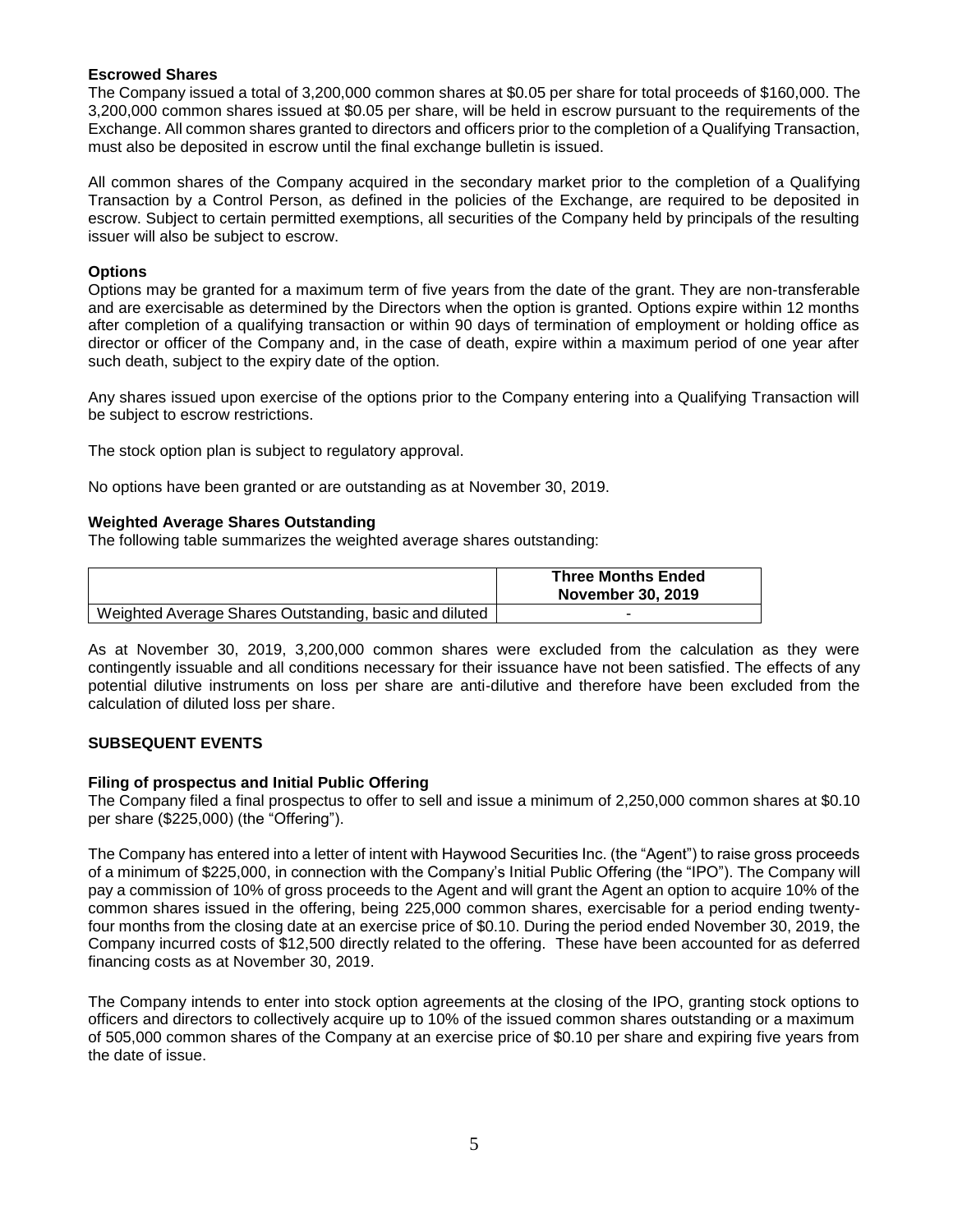**Escrowed Shares**

The Company issued a total of 3,200,000 common shares at $0.05 per share for total proceeds of $160,000. The 3,200,000 common shares issued at $0.05 per share, will be held in escrow pursuant to the requirements of the Exchange. All common shares granted to directors and officers prior to the completion of a Qualifying Transaction, must also be deposited in escrow until the final exchange bulletin is issued.

All common shares of the Company acquired in the secondary market prior to the completion of a Qualifying Transaction by a Control Person, as defined in the policies of the Exchange, are required to be deposited in escrow. Subject to certain permitted exemptions, all securities of the Company held by principals of the resulting issuer will also be subject to escrow.

**Options**

Options may be granted for a maximum term of five years from the date of the grant. They are non-transferable and are exercisable as determined by the Directors when the option is granted. Options expire within 12 months after completion of a qualifying transaction or within 90 days of termination of employment or holding office as director or officer of the Company and, in the case of death, expire within a maximum period of one year after such death, subject to the expiry date of the option.

Any shares issued upon exercise of the options prior to the Company entering into a Qualifying Transaction will be subject to escrow restrictions.

The stock option plan is subject to regulatory approval.

No options have been granted or are outstanding as at November 30, 2019.

**Weighted Average Shares Outstanding**

The following table summarizes the weighted average shares outstanding:

| | Three Months Ended November 30, 2019 |
|---|---|
| Weighted Average Shares Outstanding, basic and diluted | - |

As at November 30, 2019, 3,200,000 common shares were excluded from the calculation as they were contingently issuable and all conditions necessary for their issuance have not been satisfied. The effects of any potential dilutive instruments on loss per share are anti-dilutive and therefore have been excluded from the calculation of diluted loss per share.

## SUBSEQUENT EVENTS

**Filing of prospectus and Initial Public Offering**

The Company filed a final prospectus to offer to sell and issue a minimum of 2,250,000 common shares at $0.10 per share ($225,000) (the "Offering").

The Company has entered into a letter of intent with Haywood Securities Inc. (the "Agent") to raise gross proceeds of a minimum of $225,000, in connection with the Company's Initial Public Offering (the "IPO"). The Company will pay a commission of 10% of gross proceeds to the Agent and will grant the Agent an option to acquire 10% of the common shares issued in the offering, being 225,000 common shares, exercisable for a period ending twenty-four months from the closing date at an exercise price of $0.10. During the period ended November 30, 2019, the Company incurred costs of $12,500 directly related to the offering. These have been accounted for as deferred financing costs as at November 30, 2019.

The Company intends to enter into stock option agreements at the closing of the IPO, granting stock options to officers and directors to collectively acquire up to 10% of the issued common shares outstanding or a maximum of 505,000 common shares of the Company at an exercise price of $0.10 per share and expiring five years from the date of issue.